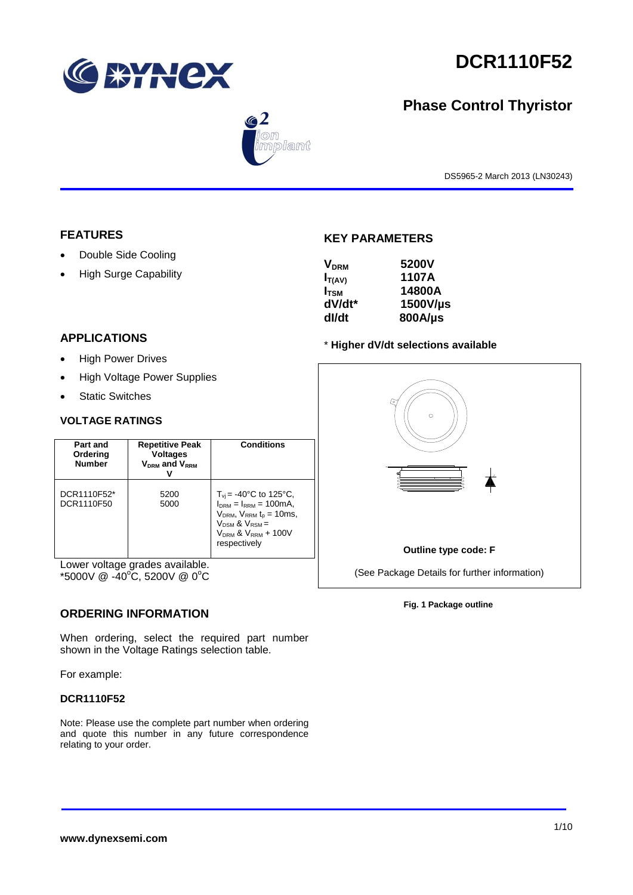# DCR1110F52

## Phase Control Thyristor

DS5965-2 March 2013 (LN30243)

### FEATURES

- Double Side Cooling
- High Surge Capability

### APPLICATIONS

- High Power Drives
- High Voltage Power Supplies
- Static Switches

### VOLTAGE RATINGS

| Part and Ordering Number | Repetitive Peak Voltages $V_{DRM}$ and $V_{RRM}$ V | Conditions |
|---|---|---|
| DCR1110F52* <br> DCR1110F50 | 5200 <br> 5000 | $T_{vj}$ = -40°C to 125°C, $I_{DRM}$ = $I_{RRM}$ = 100mA, $V_{DRM}$, $V_{RRM}$ $t_p$ = 10ms, $V_{DSM}$ & $V_{RSM}$ = $V_{DRM}$ & $V_{RRM}$ + 100V respectively |

Lower voltage grades available.
*5000V @ -40°C, 5200V @ 0°C

### ORDERING INFORMATION

When ordering, select the required part number shown in the Voltage Ratings selection table.

For example:

**DCR1110F52**

Note: Please use the complete part number when ordering and quote this number in any future correspondence relating to your order.

### KEY PARAMETERS

| | |
|---|---|
| $V_{DRM}$ | 5200V |
| $I_{T(AV)}$ | 1107A |
| $I_{TSM}$ | 14800A |
| dV/dt* | 1500V/µs |
| dI/dt | 800A/µs |

\* **Higher dV/dt selections available**

**Outline type code: F**

(See Package Details for further information)

**Fig. 1 Package outline**

**www.dynexsemi.com**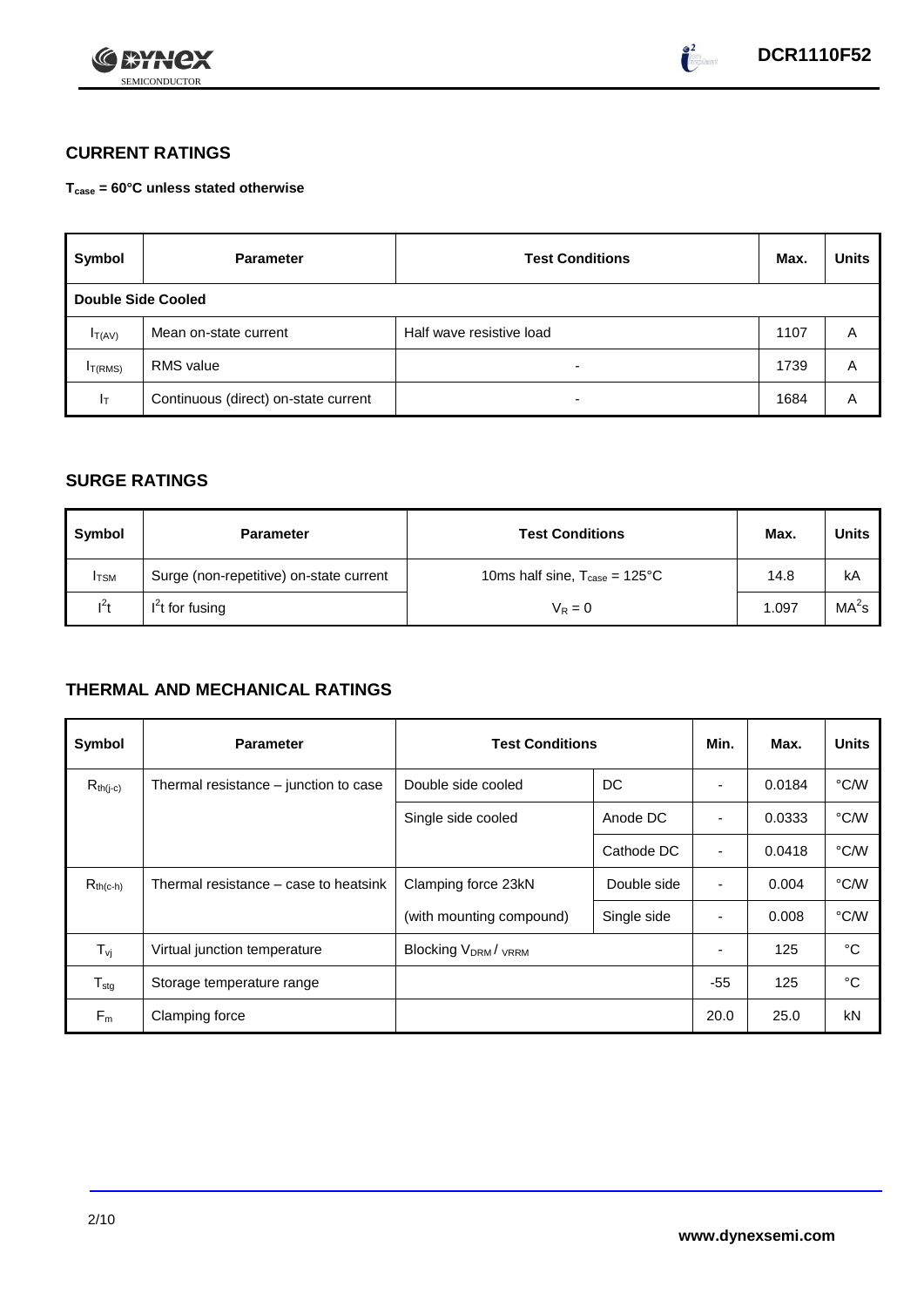## CURRENT RATINGS

**$T_{case}$ = 60°C unless stated otherwise**

| Symbol | Parameter | Test Conditions | Max. | Units |
|---|---|---|---|---|
| **Double Side Cooled** | | | | |
| $I_{T(AV)}$ | Mean on-state current | Half wave resistive load | 1107 | A |
| $I_{T(RMS)}$ | RMS value | - | 1739 | A |
| $I_T$ | Continuous (direct) on-state current | - | 1684 | A |

## SURGE RATINGS

| Symbol | Parameter | Test Conditions | Max. | Units |
|---|---|---|---|---|
| $I_{TSM}$ | Surge (non-repetitive) on-state current | 10ms half sine, $T_{case}$ = 125°C | 14.8 | kA |
| $I^2t$ | $I^2t$ for fusing | $V_R = 0$ | 1.097 | $MA^2s$ |

## THERMAL AND MECHANICAL RATINGS

| Symbol | Parameter | Test Conditions | | Min. | Max. | Units |
|---|---|---|---|---|---|---|
| $R_{th(j-c)}$ | Thermal resistance – junction to case | Double side cooled | DC | - | 0.0184 | °C/W |
| | | Single side cooled | Anode DC | - | 0.0333 | °C/W |
| | | | Cathode DC | - | 0.0418 | °C/W |
| $R_{th(c-h)}$ | Thermal resistance – case to heatsink | Clamping force 23kN | Double side | - | 0.004 | °C/W |
| | | (with mounting compound) | Single side | - | 0.008 | °C/W |
| $T_{vj}$ | Virtual junction temperature | Blocking $V_{DRM}$ / $V_{RRM}$ | | - | 125 | °C |
| $T_{stg}$ | Storage temperature range | | | -55 | 125 | °C |
| $F_m$ | Clamping force | | | 20.0 | 25.0 | kN |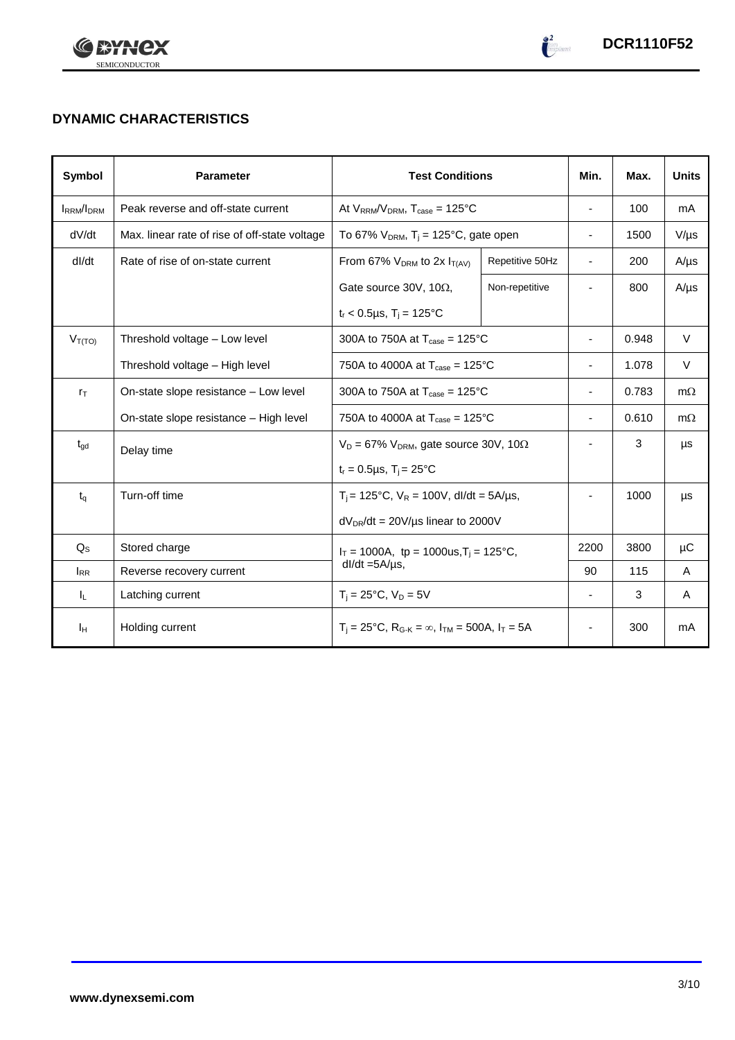## DYNAMIC CHARACTERISTICS

| Symbol | Parameter | Test Conditions | | Min. | Max. | Units |
|---|---|---|---|---|---|---|
| $I_{RRM}/I_{DRM}$ | Peak reverse and off-state current | At $V_{RRM}/V_{DRM}$, $T_{case}$ = 125°C | | - | 100 | mA |
| dV/dt | Max. linear rate of rise of off-state voltage | To 67% $V_{DRM}$, $T_j$ = 125°C, gate open | | - | 1500 | V/µs |
| dI/dt | Rate of rise of on-state current | From 67% $V_{DRM}$ to 2x $I_{T(AV)}$ | Repetitive 50Hz | - | 200 | A/µs |
| | | Gate source 30V, 10Ω, | Non-repetitive | - | 800 | A/µs |
| | | $t_r$ < 0.5µs, $T_j$ = 125°C | | | | |
| $V_{T(TO)}$ | Threshold voltage – Low level | 300A to 750A at $T_{case}$ = 125°C | | - | 0.948 | V |
| | Threshold voltage – High level | 750A to 4000A at $T_{case}$ = 125°C | | - | 1.078 | V |
| $r_T$ | On-state slope resistance – Low level | 300A to 750A at $T_{case}$ = 125°C | | - | 0.783 | mΩ |
| | On-state slope resistance – High level | 750A to 4000A at $T_{case}$ = 125°C | | - | 0.610 | mΩ |
| $t_{gd}$ | Delay time | $V_D$ = 67% $V_{DRM}$, gate source 30V, 10Ω | | - | 3 | µs |
| | | $t_r$ = 0.5µs, $T_j$ = 25°C | | | | |
| $t_q$ | Turn-off time | $T_j$ = 125°C, $V_R$ = 100V, dI/dt = 5A/µs, | | - | 1000 | µs |
| | | $dV_{DR}/dt$ = 20V/µs linear to 2000V | | | | |
| $Q_S$ | Stored charge | $I_T$ = 1000A, tp = 1000us, $T_j$ = 125°C, dI/dt =5A/µs, | | 2200 | 3800 | µC |
| $I_{RR}$ | Reverse recovery current | | | 90 | 115 | A |
| $I_L$ | Latching current | $T_j$ = 25°C, $V_D$ = 5V | | - | 3 | A |
| $I_H$ | Holding current | $T_j$ = 25°C, $R_{G-K}$ = ∞, $I_{TM}$ = 500A, $I_T$ = 5A | | - | 300 | mA |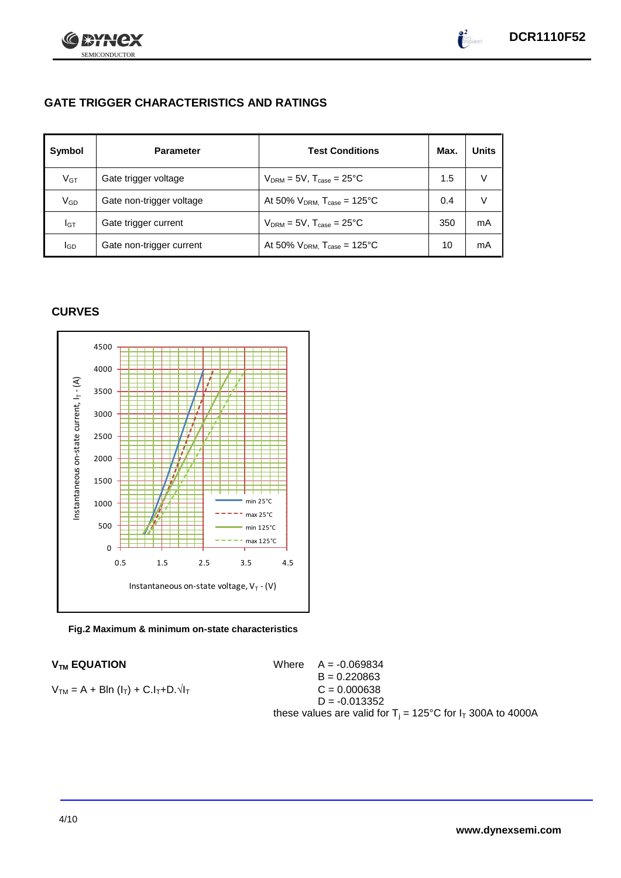## GATE TRIGGER CHARACTERISTICS AND RATINGS

| Symbol | Parameter | Test Conditions | Max. | Units |
|---|---|---|---|---|
| $V_{GT}$ | Gate trigger voltage | $V_{DRM}$ = 5V, $T_{case}$ = 25°C | 1.5 | V |
| $V_{GD}$ | Gate non-trigger voltage | At 50% $V_{DRM,}$ $T_{case}$ = 125°C | 0.4 | V |
| $I_{GT}$ | Gate trigger current | $V_{DRM}$ = 5V, $T_{case}$ = 25°C | 350 | mA |
| $I_{GD}$ | Gate non-trigger current | At 50% $V_{DRM,}$ $T_{case}$ = 125°C | 10 | mA |

## CURVES

**Fig.2 Maximum & minimum on-state characteristics**

## $V_{TM}$ EQUATION

$$V_{TM} = A + B\ln(I_T) + C.I_T + D.\sqrt{I_T}$$

Where
A = -0.069834
B = 0.220863
C = 0.000638
D = -0.013352

these values are valid for $T_j$ = 125°C for $I_T$ 300A to 4000A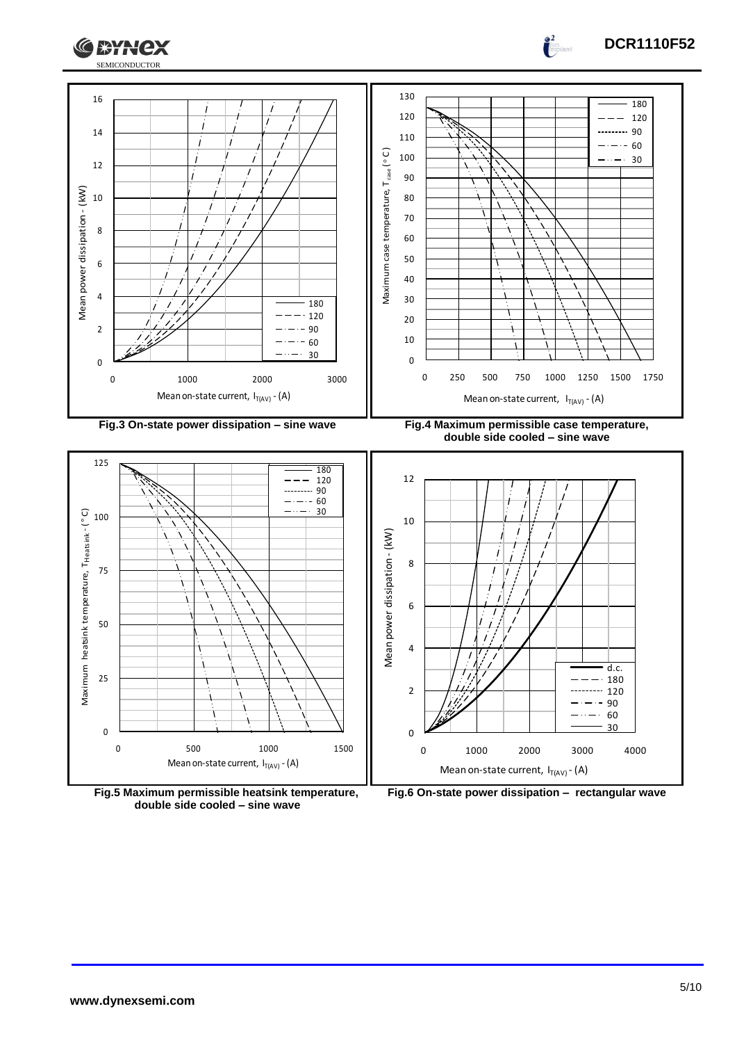Fig.3 On-state power dissipation – sine wave

Fig.4 Maximum permissible case temperature, double side cooled – sine wave

Fig.5 Maximum permissible heatsink temperature, double side cooled – sine wave

Fig.6 On-state power dissipation – rectangular wave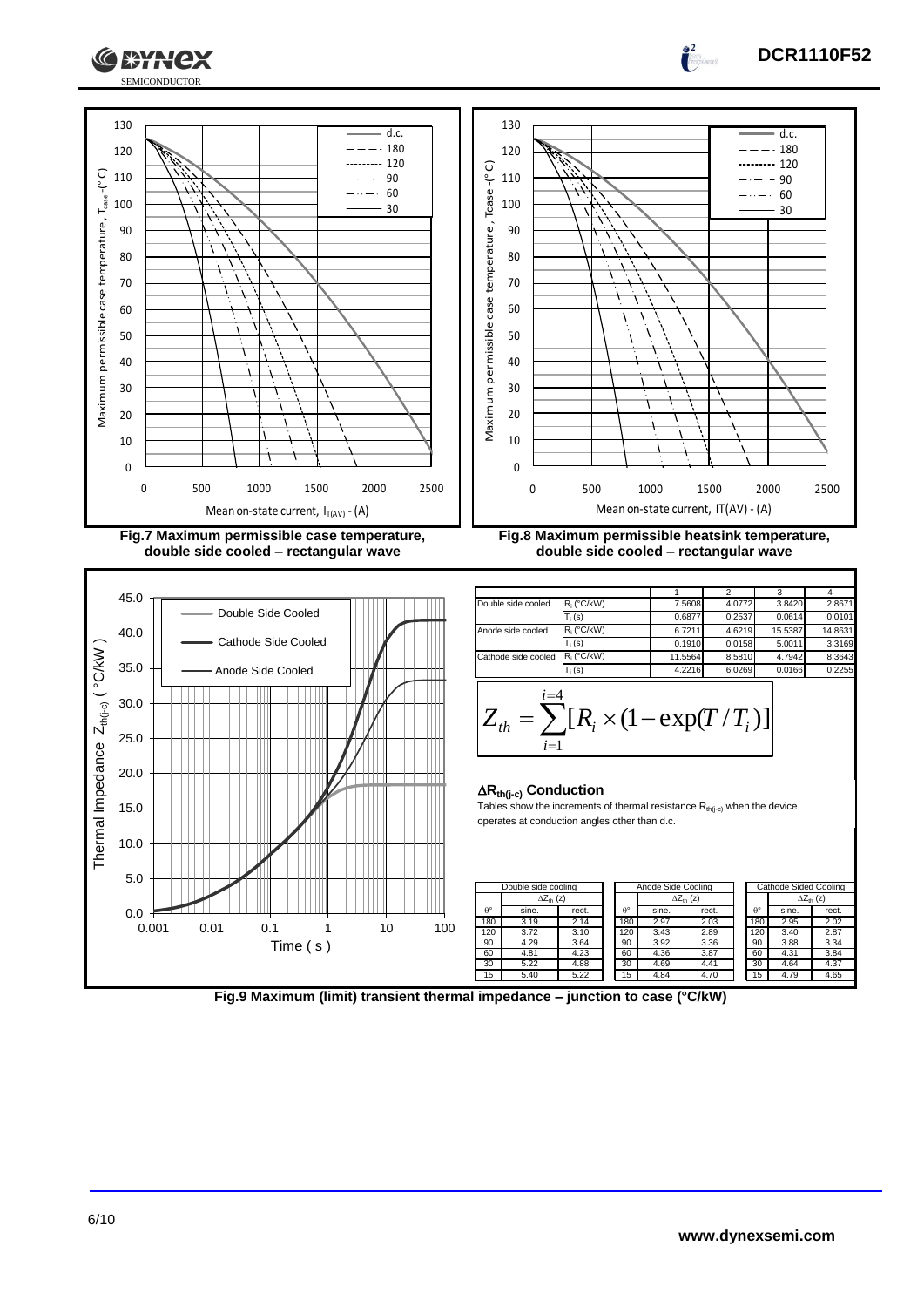Fig.7 Maximum permissible case temperature, double side cooled – rectangular wave

Fig.8 Maximum permissible heatsink temperature, double side cooled – rectangular wave

| | | 1 | 2 | 3 | 4 |
|---|---|---|---|---|---|
| Double side cooled | $R_i$ (°C/kW) | 7.5608 | 4.0772 | 3.8420 | 2.8671 |
| | $T_i$ (s) | 0.6877 | 0.2537 | 0.0614 | 0.0101 |
| Anode side cooled | $R_i$ (°C/kW) | 6.7211 | 4.6219 | 15.5387 | 14.8631 |
| | $T_i$ (s) | 0.1910 | 0.0158 | 5.0011 | 3.3169 |
| Cathode side cooled | $R_i$ (°C/kW) | 11.5564 | 8.5810 | 4.7942 | 8.3643 |
| | $T_i$ (s) | 4.2216 | 6.0269 | 0.0166 | 0.2255 |

$$Z_{th} = \sum_{i=1}^{i=4}[R_i \times (1 - \exp(T/T_i))]$$

**$\Delta R_{th(j-c)}$ Conduction**

Tables show the increments of thermal resistance $R_{th(j-c)}$ when the device operates at conduction angles other than d.c.

| Double side cooling | | |
|---|---|---|
| | $\Delta Z_{th}$ (z) | |
| θ° | sine. | rect. |
| 180 | 3.19 | 2.14 |
| 120 | 3.72 | 3.10 |
| 90 | 4.29 | 3.64 |
| 60 | 4.81 | 4.23 |
| 30 | 5.22 | 4.88 |
| 15 | 5.40 | 5.22 |

| Anode Side Cooling | | |
|---|---|---|
| | $\Delta Z_{th}$ (z) | |
| θ° | sine. | rect. |
| 180 | 2.97 | 2.03 |
| 120 | 3.43 | 2.89 |
| 90 | 3.92 | 3.36 |
| 60 | 4.36 | 3.87 |
| 30 | 4.69 | 4.41 |
| 15 | 4.84 | 4.70 |

| Cathode Sided Cooling | | |
|---|---|---|
| | $\Delta Z_{th}$ (z) | |
| θ° | sine. | rect. |
| 180 | 2.95 | 2.02 |
| 120 | 3.40 | 2.87 |
| 90 | 3.88 | 3.34 |
| 60 | 4.31 | 3.84 |
| 30 | 4.64 | 4.37 |
| 15 | 4.79 | 4.65 |

Fig.9 Maximum (limit) transient thermal impedance – junction to case (°C/kW)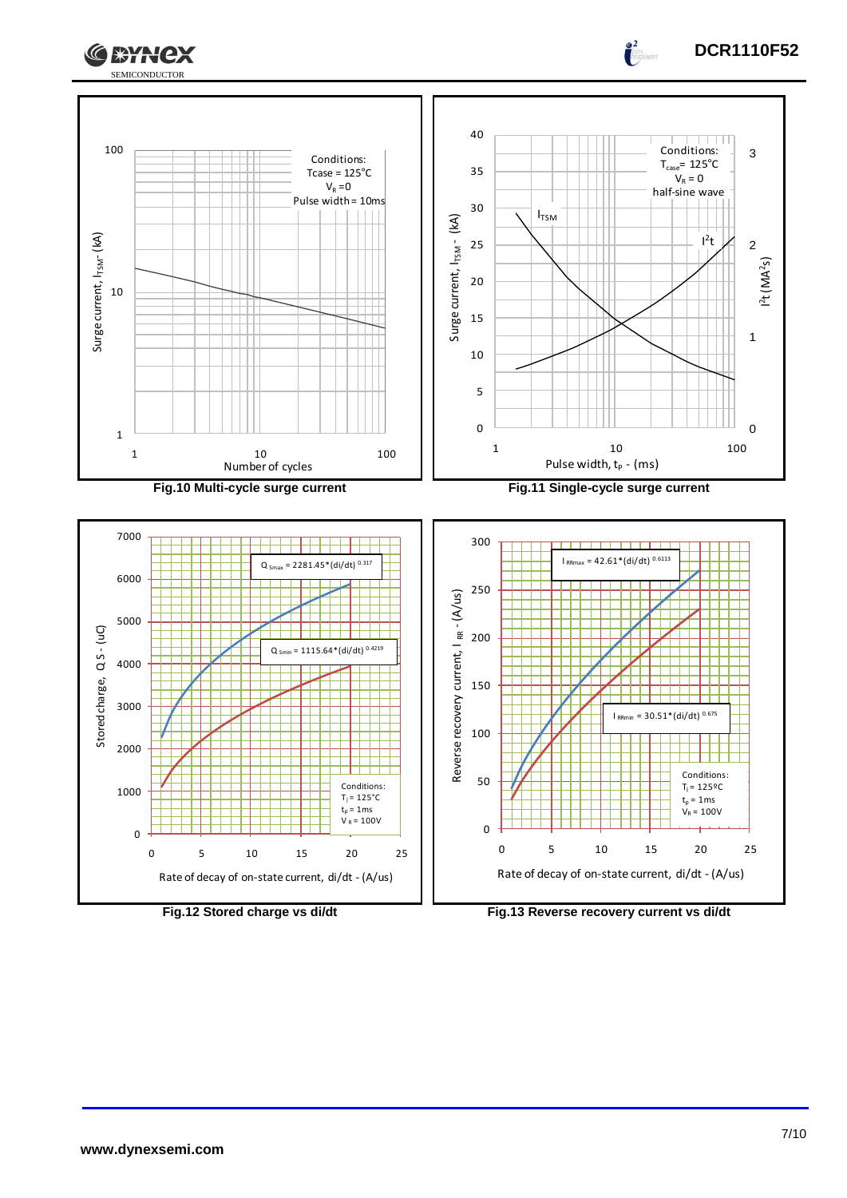Surge current, $I_{TSM}$ - (kA)

Conditions:
Tcase = 125°C
$V_R$ = 0
Pulse width = 10ms

Number of cycles

**Fig.10 Multi-cycle surge current**

Surge current, $I_{TSM}$ - (kA)

Conditions:
$T_{case}$ = 125°C
$V_R$ = 0
half-sine wave

$I_{TSM}$

$I^2t$

$I^2t$ ($MA^2s$)

Pulse width, $t_P$ - (ms)

**Fig.11 Single-cycle surge current**

Stored charge, Q S - (uC)

$Q_{Smax} = 2281.45*(di/dt)^{0.317}$

$Q_{Smin} = 1115.64*(di/dt)^{0.4219}$

Conditions:
$T_j$ = 125°C
$t_p$ = 1ms
$V_R$ = 100V

Rate of decay of on-state current, di/dt - (A/us)

**Fig.12 Stored charge vs di/dt**

Reverse recovery current, $I_{RR}$ - (A/us)

$I_{RRmax} = 42.61*(di/dt)^{0.6113}$

$I_{RRmin} = 30.51*(di/dt)^{0.675}$

Conditions:
$T_j$ = 125ºC
$t_p$ = 1ms
$V_R$ = 100V

Rate of decay of on-state current, di/dt - (A/us)

**Fig.13 Reverse recovery current vs di/dt**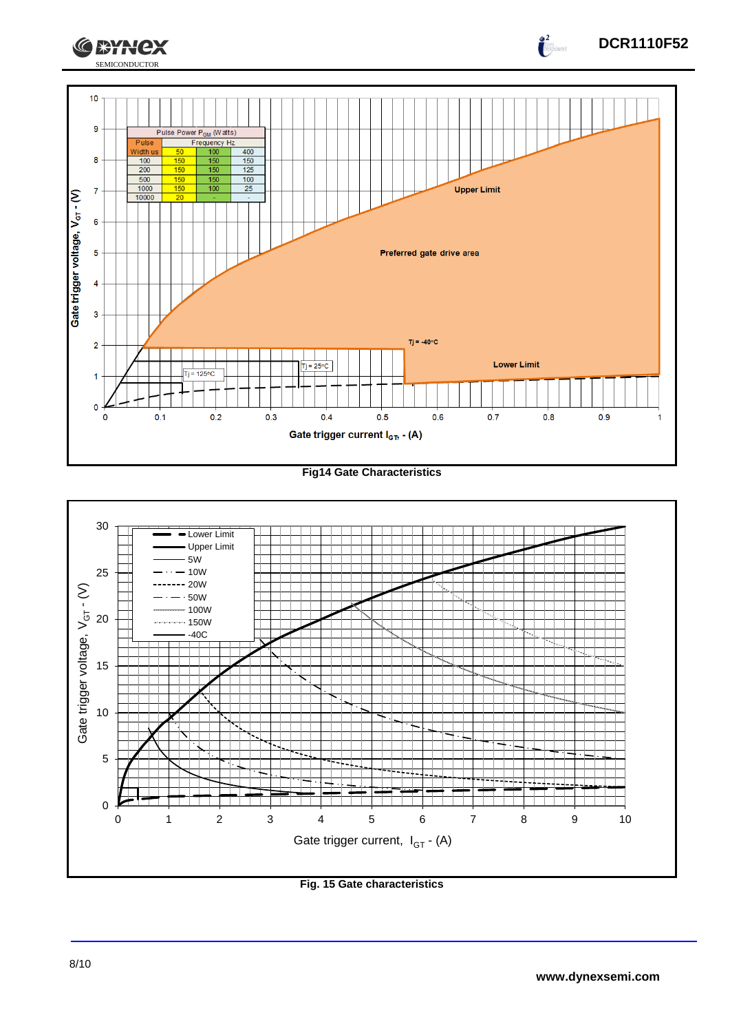| Pulse Power $P_{GM}$ (Watts) | | | |
|---|---|---|---|
| Pulse Width us | Frequency Hz | | |
| | 50 | 100 | 400 |
| 100 | 150 | 150 | 150 |
| 200 | 150 | 150 | 125 |
| 500 | 150 | 150 | 100 |
| 1000 | 150 | 100 | 25 |
| 10000 | 20 | - | - |

**Fig14 Gate Characteristics**

**Fig. 15 Gate characteristics**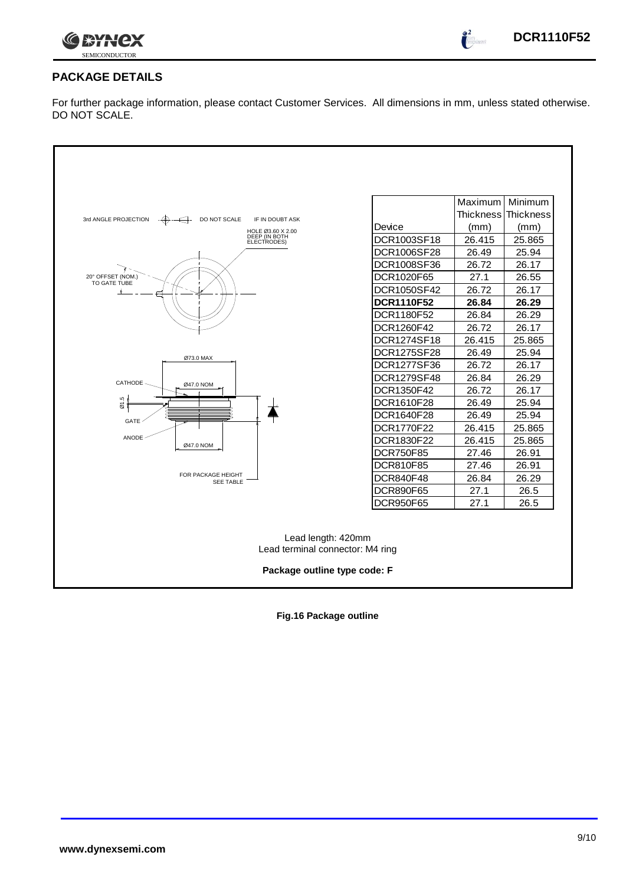## PACKAGE DETAILS

For further package information, please contact Customer Services. All dimensions in mm, unless stated otherwise. DO NOT SCALE.

3rd ANGLE PROJECTION    DO NOT SCALE    IF IN DOUBT ASK

HOLE Ø3.60 X 2.00 DEEP (IN BOTH ELECTRODES)

20° OFFSET (NOM.) TO GATE TUBE

Ø73.0 MAX

CATHODE

Ø47.0 NOM

Ø1.5

GATE

ANODE

Ø47.0 NOM

FOR PACKAGE HEIGHT SEE TABLE

| Device | Maximum Thickness (mm) | Minimum Thickness (mm) |
|---|---|---|
| DCR1003SF18 | 26.415 | 25.865 |
| DCR1006SF28 | 26.49 | 25.94 |
| DCR1008SF36 | 26.72 | 26.17 |
| DCR1020F65 | 27.1 | 26.55 |
| DCR1050SF42 | 26.72 | 26.17 |
| **DCR1110F52** | **26.84** | **26.29** |
| DCR1180F52 | 26.84 | 26.29 |
| DCR1260F42 | 26.72 | 26.17 |
| DCR1274SF18 | 26.415 | 25.865 |
| DCR1275SF28 | 26.49 | 25.94 |
| DCR1277SF36 | 26.72 | 26.17 |
| DCR1279SF48 | 26.84 | 26.29 |
| DCR1350F42 | 26.72 | 26.17 |
| DCR1610F28 | 26.49 | 25.94 |
| DCR1640F28 | 26.49 | 25.94 |
| DCR1770F22 | 26.415 | 25.865 |
| DCR1830F22 | 26.415 | 25.865 |
| DCR750F85 | 27.46 | 26.91 |
| DCR810F85 | 27.46 | 26.91 |
| DCR840F48 | 26.84 | 26.29 |
| DCR890F65 | 27.1 | 26.5 |
| DCR950F65 | 27.1 | 26.5 |

Lead length: 420mm
Lead terminal connector: M4 ring

**Package outline type code: F**

**Fig.16 Package outline**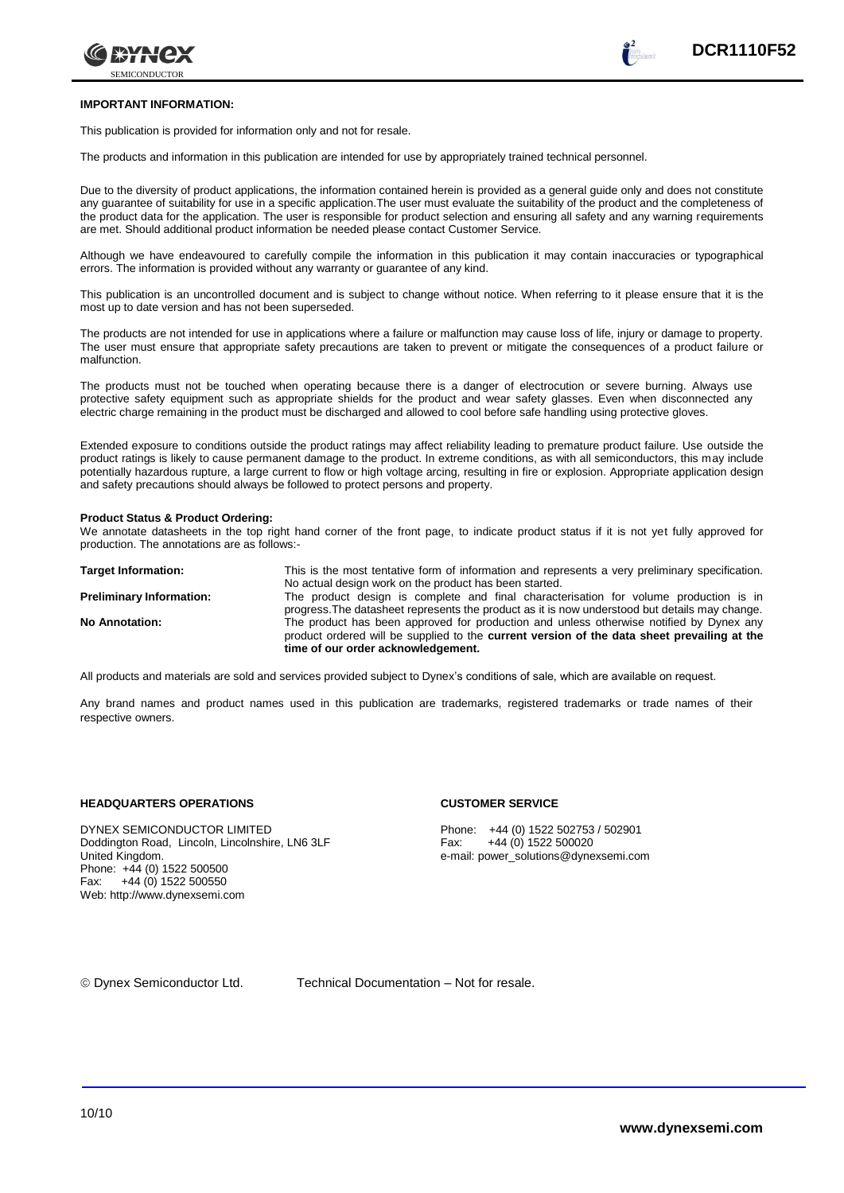**IMPORTANT INFORMATION:**

This publication is provided for information only and not for resale.

The products and information in this publication are intended for use by appropriately trained technical personnel.

Due to the diversity of product applications, the information contained herein is provided as a general guide only and does not constitute any guarantee of suitability for use in a specific application.The user must evaluate the suitability of the product and the completeness of the product data for the application. The user is responsible for product selection and ensuring all safety and any warning requirements are met. Should additional product information be needed please contact Customer Service.

Although we have endeavoured to carefully compile the information in this publication it may contain inaccuracies or typographical errors. The information is provided without any warranty or guarantee of any kind.

This publication is an uncontrolled document and is subject to change without notice. When referring to it please ensure that it is the most up to date version and has not been superseded.

The products are not intended for use in applications where a failure or malfunction may cause loss of life, injury or damage to property. The user must ensure that appropriate safety precautions are taken to prevent or mitigate the consequences of a product failure or malfunction.

The products must not be touched when operating because there is a danger of electrocution or severe burning. Always use protective safety equipment such as appropriate shields for the product and wear safety glasses. Even when disconnected any electric charge remaining in the product must be discharged and allowed to cool before safe handling using protective gloves.

Extended exposure to conditions outside the product ratings may affect reliability leading to premature product failure. Use outside the product ratings is likely to cause permanent damage to the product. In extreme conditions, as with all semiconductors, this may include potentially hazardous rupture, a large current to flow or high voltage arcing, resulting in fire or explosion. Appropriate application design and safety precautions should always be followed to protect persons and property.

**Product Status & Product Ordering:**
We annotate datasheets in the top right hand corner of the front page, to indicate product status if it is not yet fully approved for production. The annotations are as follows:-

| | |
|---|---|
| **Target Information:** | This is the most tentative form of information and represents a very preliminary specification. No actual design work on the product has been started. |
| **Preliminary Information:** | The product design is complete and final characterisation for volume production is in progress.The datasheet represents the product as it is now understood but details may change. |
| **No Annotation:** | The product has been approved for production and unless otherwise notified by Dynex any product ordered will be supplied to the **current version of the data sheet prevailing at the time of our order acknowledgement.** |

All products and materials are sold and services provided subject to Dynex's conditions of sale, which are available on request.

Any brand names and product names used in this publication are trademarks, registered trademarks or trade names of their respective owners.

**HEADQUARTERS OPERATIONS**

DYNEX SEMICONDUCTOR LIMITED
Doddington Road, Lincoln, Lincolnshire, LN6 3LF
United Kingdom.
Phone: +44 (0) 1522 500500
Fax: +44 (0) 1522 500550
Web: http://www.dynexsemi.com

**CUSTOMER SERVICE**

Phone: +44 (0) 1522 502753 / 502901
Fax: +44 (0) 1522 500020
e-mail: power_solutions@dynexsemi.com

© Dynex Semiconductor Ltd. Technical Documentation – Not for resale.